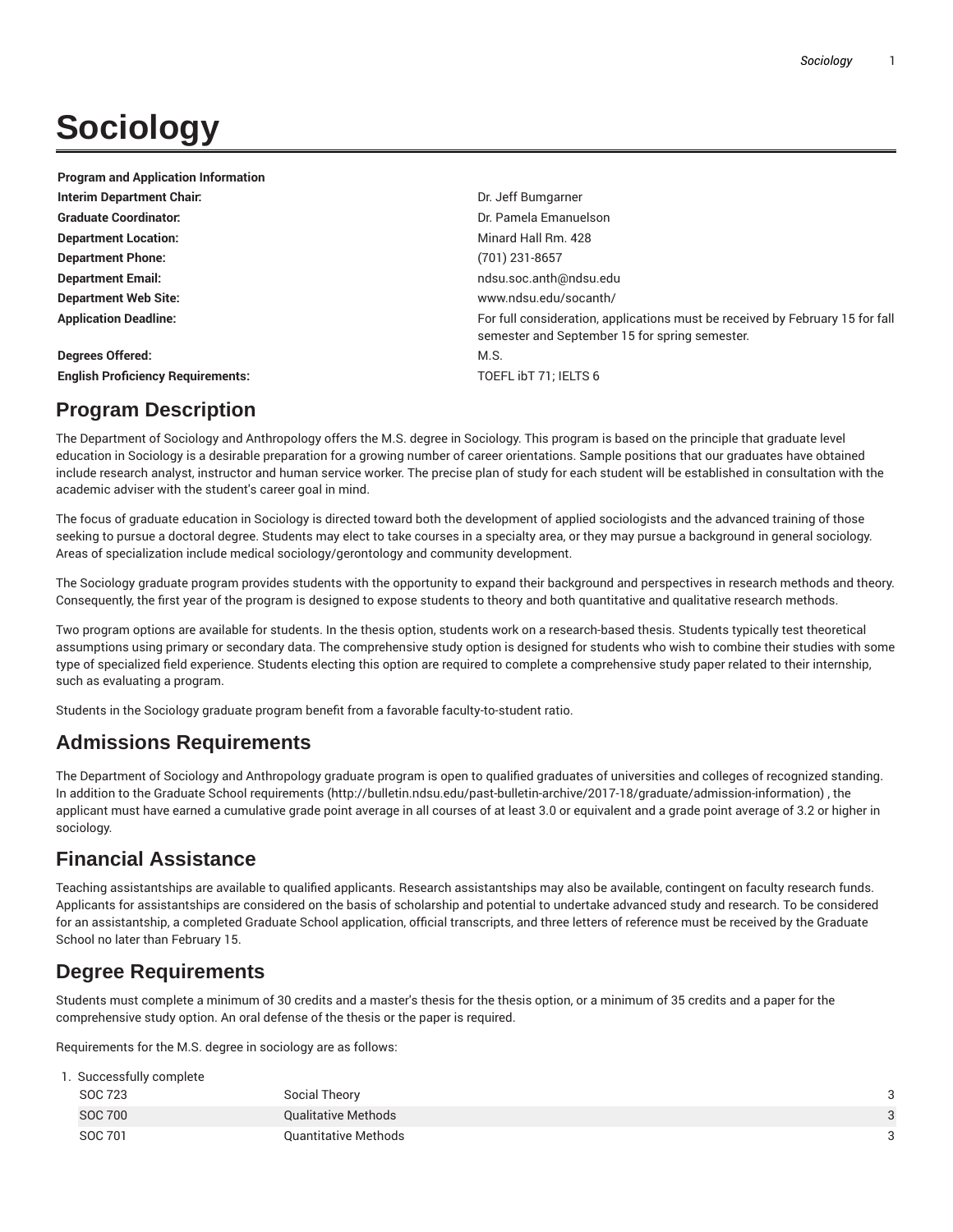# Sociology

| Program and Application Information | |
|---|---|
| **Interim Department Chair:** | Dr. Jeff Bumgarner |
| **Graduate Coordinator:** | Dr. Pamela Emanuelson |
| **Department Location:** | Minard Hall Rm. 428 |
| **Department Phone:** | (701) 231-8657 |
| **Department Email:** | ndsu.soc.anth@ndsu.edu |
| **Department Web Site:** | www.ndsu.edu/socanth/ |
| **Application Deadline:** | For full consideration, applications must be received by February 15 for fall semester and September 15 for spring semester. |
| **Degrees Offered:** | M.S. |
| **English Proficiency Requirements:** | TOEFL ibT 71; IELTS 6 |

## Program Description

The Department of Sociology and Anthropology offers the M.S. degree in Sociology. This program is based on the principle that graduate level education in Sociology is a desirable preparation for a growing number of career orientations. Sample positions that our graduates have obtained include research analyst, instructor and human service worker. The precise plan of study for each student will be established in consultation with the academic adviser with the student's career goal in mind.

The focus of graduate education in Sociology is directed toward both the development of applied sociologists and the advanced training of those seeking to pursue a doctoral degree. Students may elect to take courses in a specialty area, or they may pursue a background in general sociology. Areas of specialization include medical sociology/gerontology and community development.

The Sociology graduate program provides students with the opportunity to expand their background and perspectives in research methods and theory. Consequently, the first year of the program is designed to expose students to theory and both quantitative and qualitative research methods.

Two program options are available for students. In the thesis option, students work on a research-based thesis. Students typically test theoretical assumptions using primary or secondary data. The comprehensive study option is designed for students who wish to combine their studies with some type of specialized field experience. Students electing this option are required to complete a comprehensive study paper related to their internship, such as evaluating a program.

Students in the Sociology graduate program benefit from a favorable faculty-to-student ratio.

## Admissions Requirements

The Department of Sociology and Anthropology graduate program is open to qualified graduates of universities and colleges of recognized standing. In addition to the Graduate School requirements (http://bulletin.ndsu.edu/past-bulletin-archive/2017-18/graduate/admission-information) , the applicant must have earned a cumulative grade point average in all courses of at least 3.0 or equivalent and a grade point average of 3.2 or higher in sociology.

## Financial Assistance

Teaching assistantships are available to qualified applicants. Research assistantships may also be available, contingent on faculty research funds. Applicants for assistantships are considered on the basis of scholarship and potential to undertake advanced study and research. To be considered for an assistantship, a completed Graduate School application, official transcripts, and three letters of reference must be received by the Graduate School no later than February 15.

## Degree Requirements

Students must complete a minimum of 30 credits and a master's thesis for the thesis option, or a minimum of 35 credits and a paper for the comprehensive study option. An oral defense of the thesis or the paper is required.

Requirements for the M.S. degree in sociology are as follows:

1. Successfully complete

| | | |
|---|---|---|
| SOC 723 | Social Theory | 3 |
| SOC 700 | Qualitative Methods | 3 |
| SOC 701 | Quantitative Methods | 3 |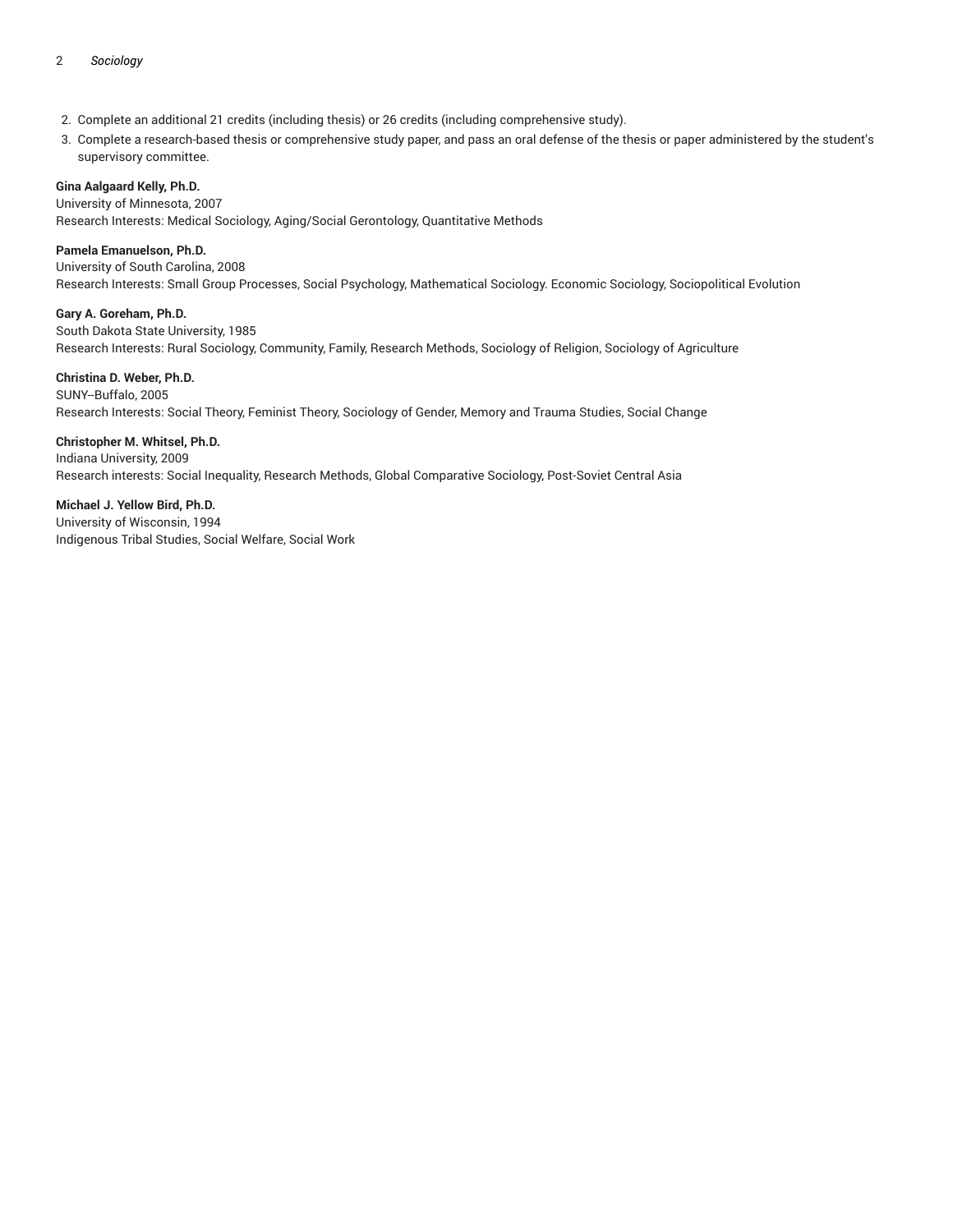2. Complete an additional 21 credits (including thesis) or 26 credits (including comprehensive study).
3. Complete a research-based thesis or comprehensive study paper, and pass an oral defense of the thesis or paper administered by the student's supervisory committee.

**Gina Aalgaard Kelly, Ph.D.**
University of Minnesota, 2007
Research Interests: Medical Sociology, Aging/Social Gerontology, Quantitative Methods

**Pamela Emanuelson, Ph.D.**
University of South Carolina, 2008
Research Interests: Small Group Processes, Social Psychology, Mathematical Sociology. Economic Sociology, Sociopolitical Evolution

**Gary A. Goreham, Ph.D.**
South Dakota State University, 1985
Research Interests: Rural Sociology, Community, Family, Research Methods, Sociology of Religion, Sociology of Agriculture

**Christina D. Weber, Ph.D.**
SUNY--Buffalo, 2005
Research Interests: Social Theory, Feminist Theory, Sociology of Gender, Memory and Trauma Studies, Social Change

**Christopher M. Whitsel, Ph.D.**
Indiana University, 2009
Research interests: Social Inequality, Research Methods, Global Comparative Sociology, Post-Soviet Central Asia

**Michael J. Yellow Bird, Ph.D.**
University of Wisconsin, 1994
Indigenous Tribal Studies, Social Welfare, Social Work